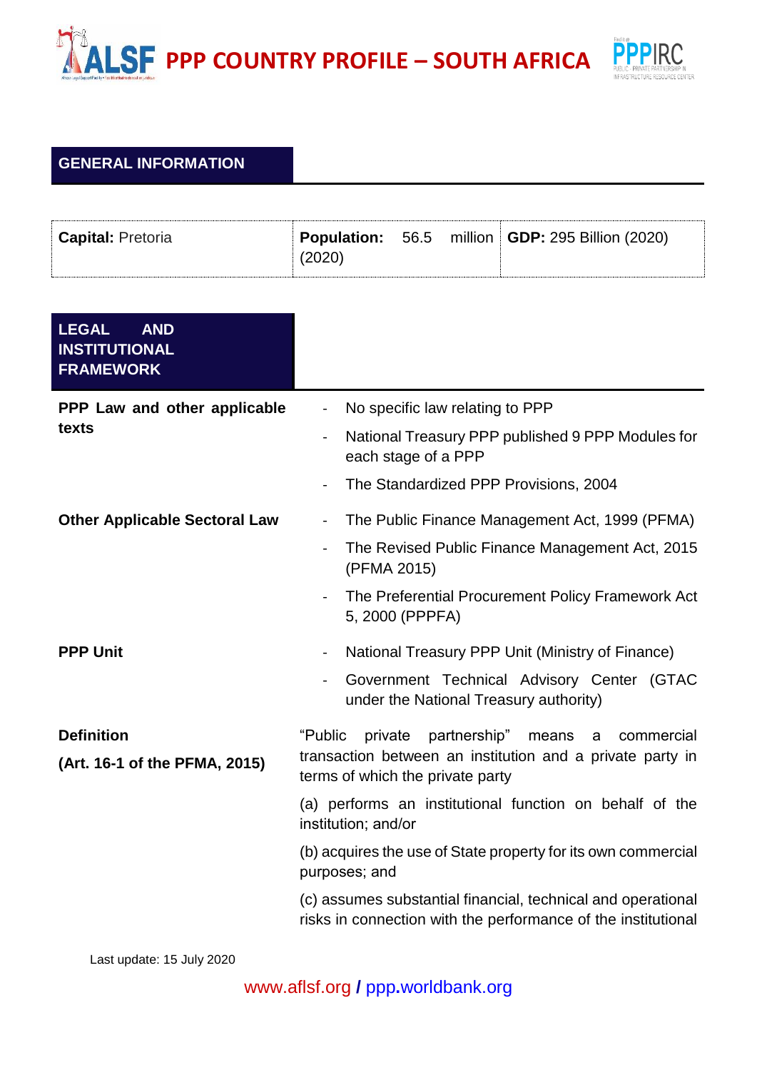# PPP COUNTRY PROFILE – SOUTH AFRICA

## GENERAL INFORMATION

| **Capital:** Pretoria | **Population:** 56.5 million (2020) | **GDP:** 295 Billion (2020) |
|---|---|---|

## LEGAL AND INSTITUTIONAL FRAMEWORK

**PPP Law and other applicable texts**

- No specific law relating to PPP
- National Treasury PPP published 9 PPP Modules for each stage of a PPP
- The Standardized PPP Provisions, 2004

**Other Applicable Sectoral Law**

- The Public Finance Management Act, 1999 (PFMA)
- The Revised Public Finance Management Act, 2015 (PFMA 2015)
- The Preferential Procurement Policy Framework Act 5, 2000 (PPPFA)

**PPP Unit**

- National Treasury PPP Unit (Ministry of Finance)
- Government Technical Advisory Center (GTAC under the National Treasury authority)

**Definition**

**(Art. 16-1 of the PFMA, 2015)**

"Public private partnership" means a commercial transaction between an institution and a private party in terms of which the private party

(a) performs an institutional function on behalf of the institution; and/or

(b) acquires the use of State property for its own commercial purposes; and

(c) assumes substantial financial, technical and operational risks in connection with the performance of the institutional

Last update: 15 July 2020

www.aflsf.org / ppp.worldbank.org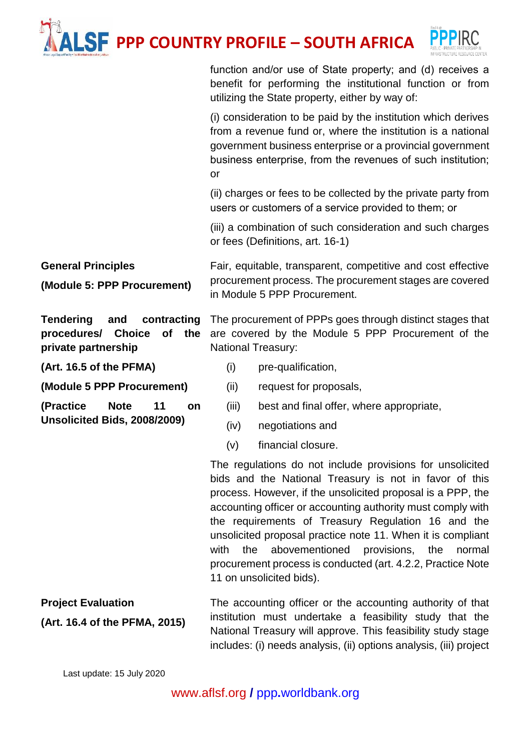| | |
|---|---|
| | function and/or use of State property; and (d) receives a benefit for performing the institutional function or from utilizing the State property, either by way of:<br><br>(i) consideration to be paid by the institution which derives from a revenue fund or, where the institution is a national government business enterprise or a provincial government business enterprise, from the revenues of such institution; or<br><br>(ii) charges or fees to be collected by the private party from users or customers of a service provided to them; or<br><br>(iii) a combination of such consideration and such charges or fees (Definitions, art. 16-1) |
| **General Principles**<br><br>**(Module 5: PPP Procurement)** | Fair, equitable, transparent, competitive and cost effective procurement process. The procurement stages are covered in Module 5 PPP Procurement. |
| **Tendering and contracting procedures/ Choice of the private partnership**<br><br>**(Art. 16.5 of the PFMA)**<br><br>**(Module 5 PPP Procurement)**<br><br>**(Practice Note 11 on Unsolicited Bids, 2008/2009)** | The procurement of PPPs goes through distinct stages that are covered by the Module 5 PPP Procurement of the National Treasury:<br><br>(i) pre-qualification,<br>(ii) request for proposals,<br>(iii) best and final offer, where appropriate,<br>(iv) negotiations and<br>(v) financial closure.<br><br>The regulations do not include provisions for unsolicited bids and the National Treasury is not in favor of this process. However, if the unsolicited proposal is a PPP, the accounting officer or accounting authority must comply with the requirements of Treasury Regulation 16 and the unsolicited proposal practice note 11. When it is compliant with the abovementioned provisions, the normal procurement process is conducted (art. 4.2.2, Practice Note 11 on unsolicited bids). |
| **Project Evaluation**<br><br>**(Art. 16.4 of the PFMA, 2015)** | The accounting officer or the accounting authority of that institution must undertake a feasibility study that the National Treasury will approve. This feasibility study stage includes: (i) needs analysis, (ii) options analysis, (iii) project |

Last update: 15 July 2020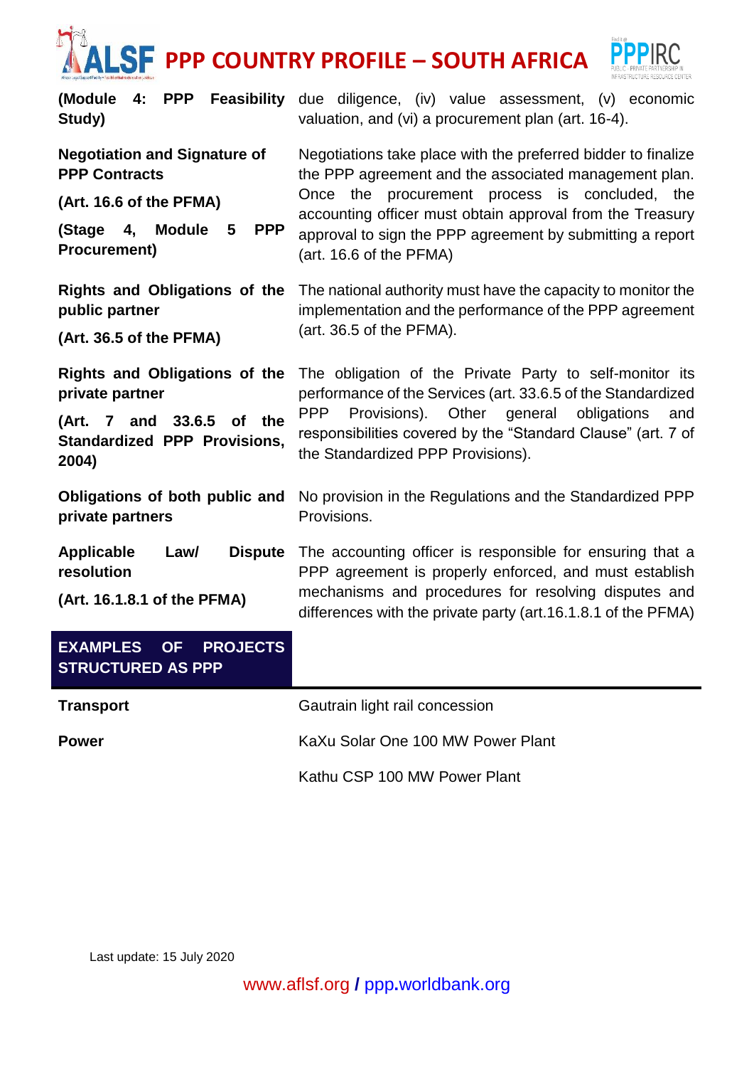| | |
|---|---|
| **(Module 4: PPP Feasibility Study)** | due diligence, (iv) value assessment, (v) economic valuation, and (vi) a procurement plan (art. 16-4). |
| **Negotiation and Signature of PPP Contracts**<br>**(Art. 16.6 of the PFMA)**<br>**(Stage 4, Module 5 PPP Procurement)** | Negotiations take place with the preferred bidder to finalize the PPP agreement and the associated management plan. Once the procurement process is concluded, the accounting officer must obtain approval from the Treasury approval to sign the PPP agreement by submitting a report (art. 16.6 of the PFMA) |
| **Rights and Obligations of the public partner**<br>**(Art. 36.5 of the PFMA)** | The national authority must have the capacity to monitor the implementation and the performance of the PPP agreement (art. 36.5 of the PFMA). |
| **Rights and Obligations of the private partner**<br>**(Art. 7 and 33.6.5 of the Standardized PPP Provisions, 2004)** | The obligation of the Private Party to self-monitor its performance of the Services (art. 33.6.5 of the Standardized PPP Provisions). Other general obligations and responsibilities covered by the "Standard Clause" (art. 7 of the Standardized PPP Provisions). |
| **Obligations of both public and private partners** | No provision in the Regulations and the Standardized PPP Provisions. |
| **Applicable Law/ Dispute resolution**<br>**(Art. 16.1.8.1 of the PFMA)** | The accounting officer is responsible for ensuring that a PPP agreement is properly enforced, and must establish mechanisms and procedures for resolving disputes and differences with the private party (art.16.1.8.1 of the PFMA) |

| **EXAMPLES OF PROJECTS STRUCTURED AS PPP** | |
|---|---|
| **Transport** | Gautrain light rail concession |
| **Power** | KaXu Solar One 100 MW Power Plant |
| | Kathu CSP 100 MW Power Plant |

Last update: 15 July 2020